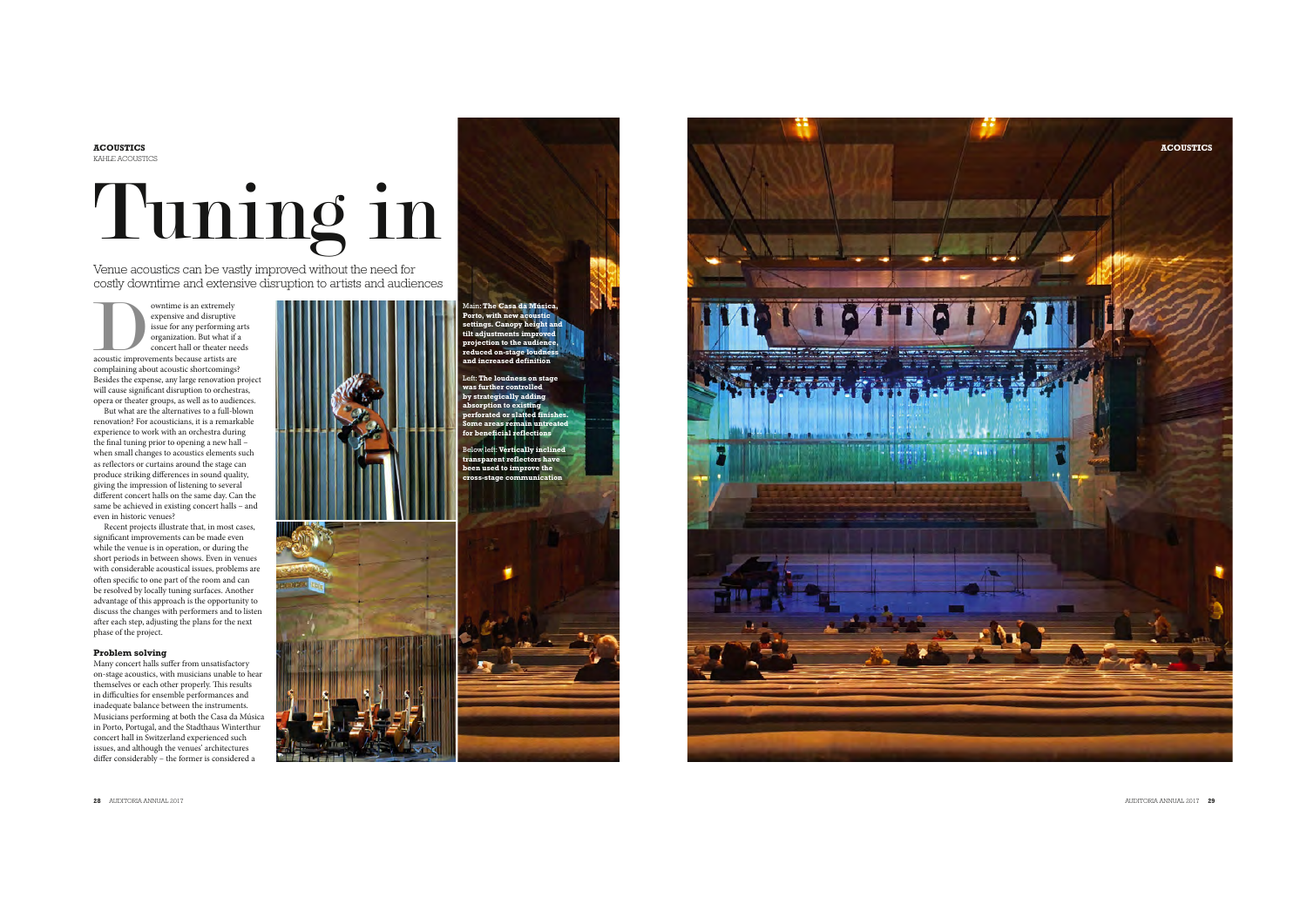ACOUSTICS
KAHLE ACOUSTICS

# Tuning in

Venue acoustics can be vastly improved without the need for costly downtime and extensive disruption to artists and audiences

Downtime is an extremely expensive and disruptive issue for any performing arts organization. But what if a concert hall or theater needs acoustic improvements because artists are complaining about acoustic shortcomings? Besides the expense, any large renovation project will cause significant disruption to orchestras, opera or theater groups, as well as to audiences.

But what are the alternatives to a full-blown renovation? For acousticians, it is a remarkable experience to work with an orchestra during the final tuning prior to opening a new hall – when small changes to acoustics elements such as reflectors or curtains around the stage can produce striking differences in sound quality, giving the impression of listening to several different concert halls on the same day. Can the same be achieved in existing concert halls – and even in historic venues?

Recent projects illustrate that, in most cases, significant improvements can be made even while the venue is in operation, or during the short periods in between shows. Even in venues with considerable acoustical issues, problems are often specific to one part of the room and can be resolved by locally tuning surfaces. Another advantage of this approach is the opportunity to discuss the changes with performers and to listen after each step, adjusting the plans for the next phase of the project.

### Problem solving

Many concert halls suffer from unsatisfactory on-stage acoustics, with musicians unable to hear themselves or each other properly. This results in difficulties for ensemble performances and inadequate balance between the instruments. Musicians performing at both the Casa da Música in Porto, Portugal, and the Stadthaus Winterthur concert hall in Switzerland experienced such issues, and although the venues' architectures differ considerably – the former is considered a

Main: **The Casa da Música, Porto, with new acoustic settings. Canopy height and tilt adjustments improved projection to the audience, reduced on-stage loudness and increased definition**

Left: **The loudness on stage was further controlled by strategically adding absorption to existing perforated or slatted finishes. Some areas remain untreated for beneficial reflections**

Below left: **Vertically inclined transparent reflectors have been used to improve the cross-stage communication**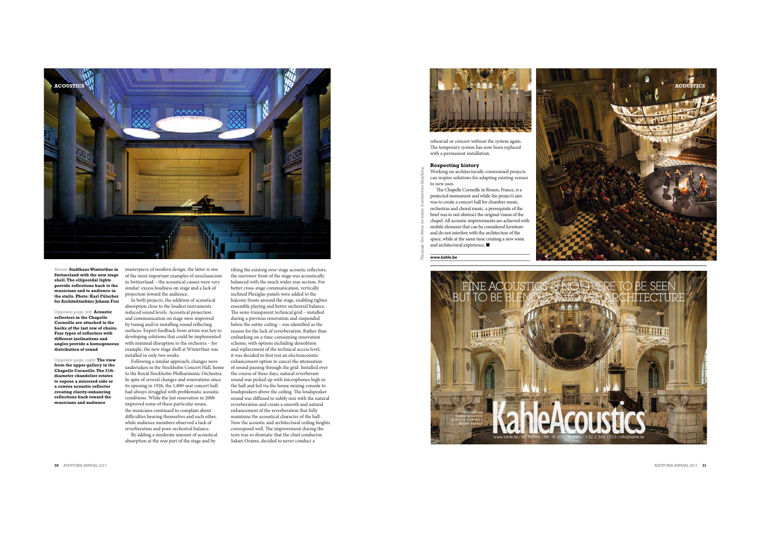Above: **Stadthaus Winterthur in Switzerland with the new stage shell. The ellipsoidal lights provide reflections back to the musicians and to audience in the stalls. Photo: Karl Fülscher for Architekturbüro Johann Frei**

Opposite page, left: **Acoustic reflectors in the Chapelle Corneille are attached to the backs of the last row of chairs. Four types of reflectors with different inclinations and angles provide a homogeneous distribution of sound**

Opposite page, right: **The view from the upper gallery in the Chapelle Corneille. The 21ft-diameter chandelier rotates to expose a mirrored side or a convex acoustic reflector creating clarity-enhancing reflections back toward the musicians and audience**

masterpiece of modern design; the latter is one of the most important examples of neoclassicism in Switzerland – the acoustical causes were very similar: excess loudness on stage and a lack of projection toward the audience.

In both projects, the addition of acoustical absorption close to the loudest instruments reduced sound levels. Acoustical projection and communication on stage were improved by tuning and/or installing sound reflecting surfaces. Expert feedback from artists was key to developing solutions that could be implemented with minimal disruption to the orchestra – for example, the new stage shell at Winterthur was installed in only two weeks.

Following a similar approach, changes were undertaken in the Stockholm Concert Hall, home to the Royal Stockholm Philharmonic Orchestra. In spite of several changes and renovations since its opening in 1926, the 1,800-seat concert hall had always struggled with problematic acoustic conditions. While the last renovation in 2000 improved some of these particular issues, the musicians continued to complain about difficulties hearing themselves and each other, while audience members observed a lack of reverberation and poor orchestral balance.

By adding a moderate amount of acoustical absorption at the rear part of the stage and by tilting the existing over-stage acoustic reflectors, the narrower front of the stage was acoustically balanced with the much wider rear section. For better cross-stage communication, vertically inclined Plexiglas panels were added to the balcony fronts around the stage, enabling tighter ensemble playing and better orchestral balance. The semi-transparent technical grid – installed during a previous renovation and suspended below the entire ceiling – was identified as the reason for the lack of reverberation. Rather than embarking on a time-consuming renovation scheme, with options including demolition and replacement of the technical access level, it was decided to first test an electroacoustic enhancement option to cancel the attenuation of sound passing through the grid. Installed over the course of three days, natural reverberant sound was picked up with microphones high in the hall and fed via the house mixing console to loudspeakers above the ceiling. The loudspeaker sound was diffused to subtly mix with the natural reverberation and create a smooth and natural enhancement of the reverberation that fully maintains the acoustical character of the hall. Now the acoustic and architectural ceiling heights correspond well. The improvement during the tests was so dramatic that the chief conductor, Sakari Oramo, decided to never conduct a rehearsal or concert without the system again. The temporary system has now been replaced with a permanent installation.

### Respecting history

Working on architecturally constrained projects can inspire solutions for adapting existing venues to new uses.

The Chapelle Corneille in Rouen, France, is a protected monument and while the project's aim was to create a concert hall for chamber music, orchestras and choral music, a prerequisite of the brief was to not obstruct the original vision of the chapel. All acoustic improvements are achieved with mobile elements that can be considered furniture and do not interfere with the architecture of the space, while at the same time creating a new sonic and architectural experience. ■

This page: Eric Pelletier for atelier d'architecture King Kong

**www.kahle.be**

FINE ACOUSTICS IS NOT THERE TO BE SEEN BUT TO BE BLENDED INTO THE ARCHITECTURE

RENOVATION
TRANSFORMATION
CHAPELLE CORNEILLE
ROUEN, FRANCE

KahleAcoustics

www.kahle.be / Av. Molière 188 - B-1050 Brussels / +32 2 345 1010 / info@kahle.be